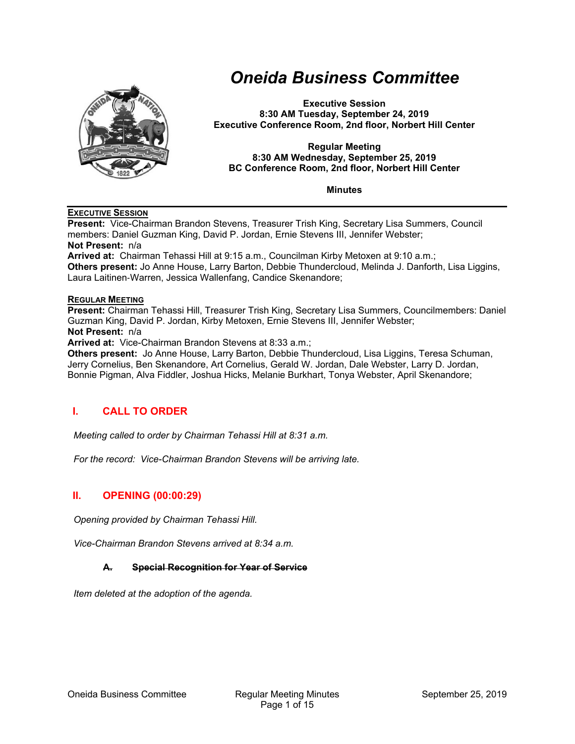# Oneida Business Committee

**Executive Session**
**8:30 AM Tuesday, September 24, 2019**
**Executive Conference Room, 2nd floor, Norbert Hill Center**

**Regular Meeting**
**8:30 AM Wednesday, September 25, 2019**
**BC Conference Room, 2nd floor, Norbert Hill Center**

**Minutes**

---

**EXECUTIVE SESSION**

**Present:** Vice-Chairman Brandon Stevens, Treasurer Trish King, Secretary Lisa Summers, Council members: Daniel Guzman King, David P. Jordan, Ernie Stevens III, Jennifer Webster;
**Not Present:** n/a
**Arrived at:** Chairman Tehassi Hill at 9:15 a.m., Councilman Kirby Metoxen at 9:10 a.m.;
**Others present:** Jo Anne House, Larry Barton, Debbie Thundercloud, Melinda J. Danforth, Lisa Liggins, Laura Laitinen-Warren, Jessica Wallenfang, Candice Skenandore;

**REGULAR MEETING**

**Present:** Chairman Tehassi Hill, Treasurer Trish King, Secretary Lisa Summers, Councilmembers: Daniel Guzman King, David P. Jordan, Kirby Metoxen, Ernie Stevens III, Jennifer Webster;
**Not Present:** n/a
**Arrived at:** Vice-Chairman Brandon Stevens at 8:33 a.m.;
**Others present:** Jo Anne House, Larry Barton, Debbie Thundercloud, Lisa Liggins, Teresa Schuman, Jerry Cornelius, Ben Skenandore, Art Cornelius, Gerald W. Jordan, Dale Webster, Larry D. Jordan, Bonnie Pigman, Alva Fiddler, Joshua Hicks, Melanie Burkhart, Tonya Webster, April Skenandore;

## I. CALL TO ORDER

*Meeting called to order by Chairman Tehassi Hill at 8:31 a.m.*

*For the record: Vice-Chairman Brandon Stevens will be arriving late.*

## II. OPENING (00:00:29)

*Opening provided by Chairman Tehassi Hill.*

*Vice-Chairman Brandon Stevens arrived at 8:34 a.m.*

### ~~A. Special Recognition for Year of Service~~

*Item deleted at the adoption of the agenda.*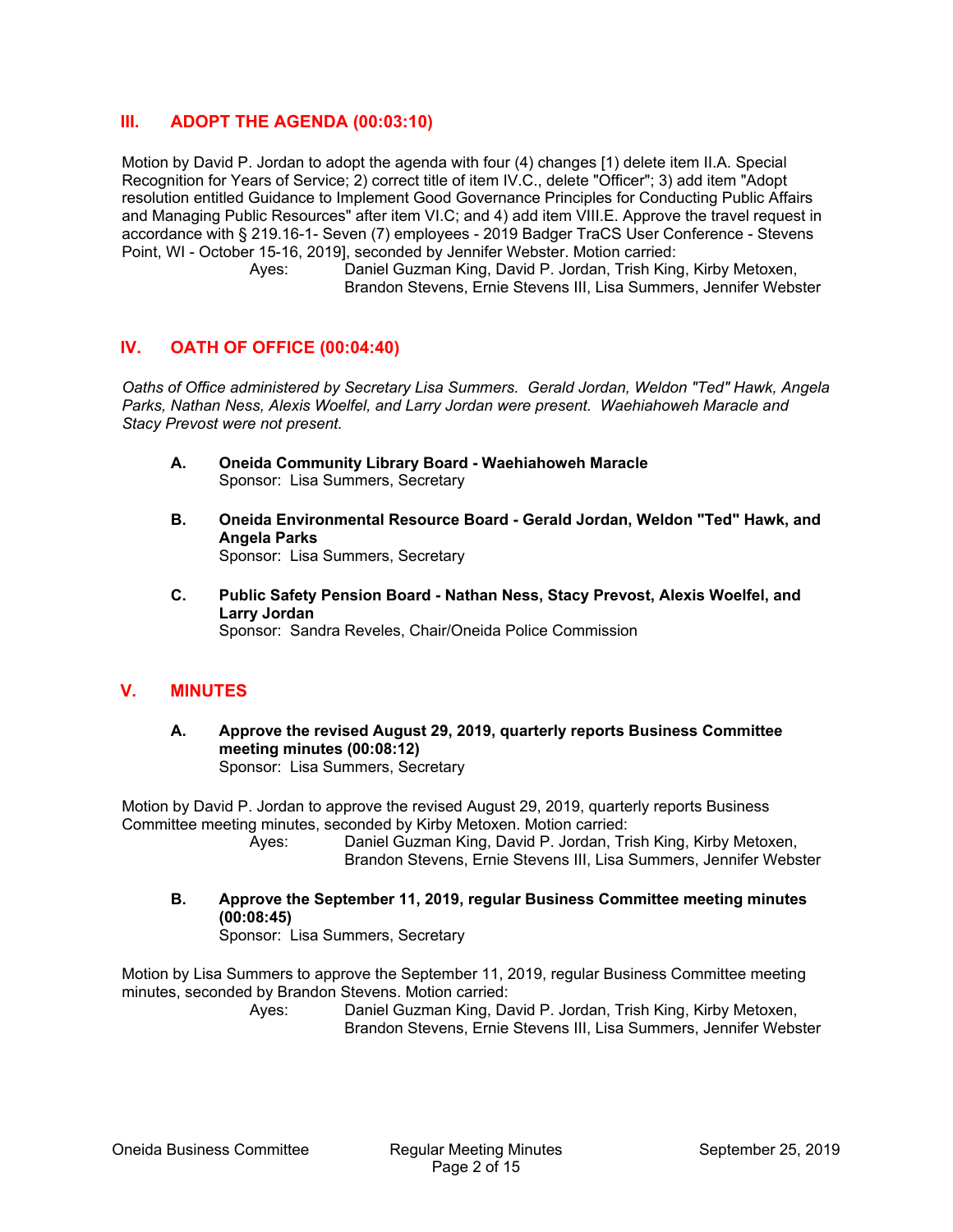## III. ADOPT THE AGENDA (00:03:10)

Motion by David P. Jordan to adopt the agenda with four (4) changes [1) delete item II.A. Special Recognition for Years of Service; 2) correct title of item IV.C., delete "Officer"; 3) add item "Adopt resolution entitled Guidance to Implement Good Governance Principles for Conducting Public Affairs and Managing Public Resources" after item VI.C; and 4) add item VIII.E. Approve the travel request in accordance with § 219.16-1- Seven (7) employees - 2019 Badger TraCS User Conference - Stevens Point, WI - October 15-16, 2019], seconded by Jennifer Webster. Motion carried:

Ayes: Daniel Guzman King, David P. Jordan, Trish King, Kirby Metoxen, Brandon Stevens, Ernie Stevens III, Lisa Summers, Jennifer Webster

## IV. OATH OF OFFICE (00:04:40)

*Oaths of Office administered by Secretary Lisa Summers. Gerald Jordan, Weldon "Ted" Hawk, Angela Parks, Nathan Ness, Alexis Woelfel, and Larry Jordan were present. Waehiahoweh Maracle and Stacy Prevost were not present.*

**A. Oneida Community Library Board - Waehiahoweh Maracle**
Sponsor: Lisa Summers, Secretary

**B. Oneida Environmental Resource Board - Gerald Jordan, Weldon "Ted" Hawk, and Angela Parks**
Sponsor: Lisa Summers, Secretary

**C. Public Safety Pension Board - Nathan Ness, Stacy Prevost, Alexis Woelfel, and Larry Jordan**
Sponsor: Sandra Reveles, Chair/Oneida Police Commission

## V. MINUTES

**A. Approve the revised August 29, 2019, quarterly reports Business Committee meeting minutes (00:08:12)**
Sponsor: Lisa Summers, Secretary

Motion by David P. Jordan to approve the revised August 29, 2019, quarterly reports Business Committee meeting minutes, seconded by Kirby Metoxen. Motion carried:

Ayes: Daniel Guzman King, David P. Jordan, Trish King, Kirby Metoxen, Brandon Stevens, Ernie Stevens III, Lisa Summers, Jennifer Webster

**B. Approve the September 11, 2019, regular Business Committee meeting minutes (00:08:45)**
Sponsor: Lisa Summers, Secretary

Motion by Lisa Summers to approve the September 11, 2019, regular Business Committee meeting minutes, seconded by Brandon Stevens. Motion carried:

Ayes: Daniel Guzman King, David P. Jordan, Trish King, Kirby Metoxen, Brandon Stevens, Ernie Stevens III, Lisa Summers, Jennifer Webster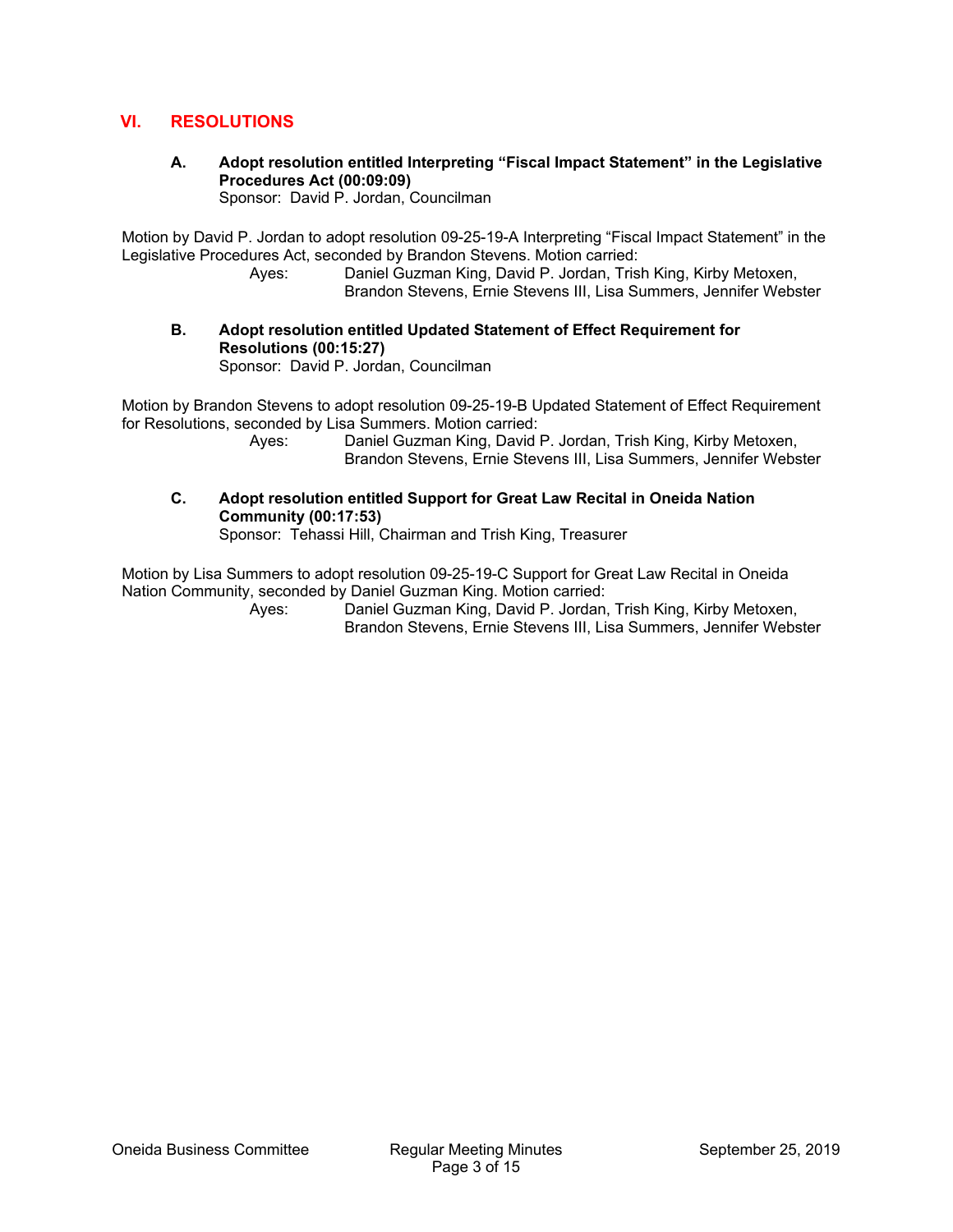## VI. RESOLUTIONS

### A. Adopt resolution entitled Interpreting "Fiscal Impact Statement" in the Legislative Procedures Act (00:09:09)

Sponsor: David P. Jordan, Councilman

Motion by David P. Jordan to adopt resolution 09-25-19-A Interpreting "Fiscal Impact Statement" in the Legislative Procedures Act, seconded by Brandon Stevens. Motion carried:

Ayes: Daniel Guzman King, David P. Jordan, Trish King, Kirby Metoxen, Brandon Stevens, Ernie Stevens III, Lisa Summers, Jennifer Webster

### B. Adopt resolution entitled Updated Statement of Effect Requirement for Resolutions (00:15:27)

Sponsor: David P. Jordan, Councilman

Motion by Brandon Stevens to adopt resolution 09-25-19-B Updated Statement of Effect Requirement for Resolutions, seconded by Lisa Summers. Motion carried:

Ayes: Daniel Guzman King, David P. Jordan, Trish King, Kirby Metoxen, Brandon Stevens, Ernie Stevens III, Lisa Summers, Jennifer Webster

### C. Adopt resolution entitled Support for Great Law Recital in Oneida Nation Community (00:17:53)

Sponsor: Tehassi Hill, Chairman and Trish King, Treasurer

Motion by Lisa Summers to adopt resolution 09-25-19-C Support for Great Law Recital in Oneida Nation Community, seconded by Daniel Guzman King. Motion carried:

Ayes: Daniel Guzman King, David P. Jordan, Trish King, Kirby Metoxen, Brandon Stevens, Ernie Stevens III, Lisa Summers, Jennifer Webster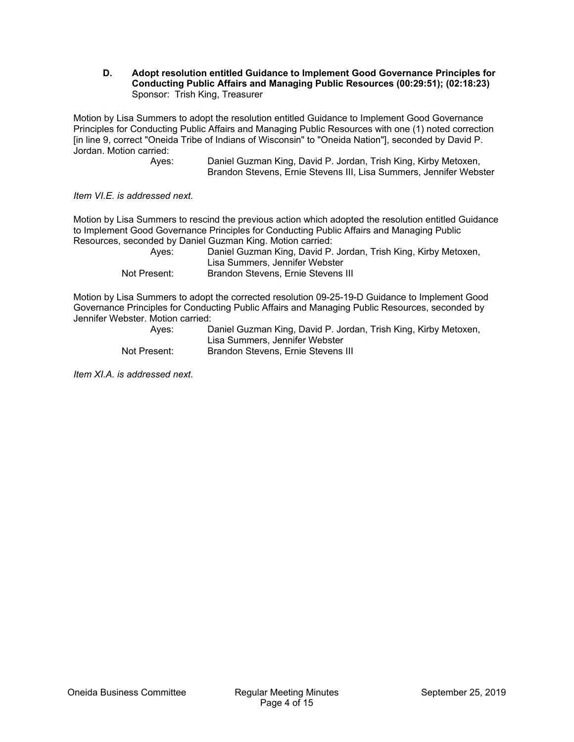**D. Adopt resolution entitled Guidance to Implement Good Governance Principles for Conducting Public Affairs and Managing Public Resources (00:29:51); (02:18:23)**
Sponsor: Trish King, Treasurer

Motion by Lisa Summers to adopt the resolution entitled Guidance to Implement Good Governance Principles for Conducting Public Affairs and Managing Public Resources with one (1) noted correction [in line 9, correct "Oneida Tribe of Indians of Wisconsin" to "Oneida Nation"], seconded by David P. Jordan. Motion carried:

| | |
|---|---|
| Ayes: | Daniel Guzman King, David P. Jordan, Trish King, Kirby Metoxen, Brandon Stevens, Ernie Stevens III, Lisa Summers, Jennifer Webster |

*Item VI.E. is addressed next.*

Motion by Lisa Summers to rescind the previous action which adopted the resolution entitled Guidance to Implement Good Governance Principles for Conducting Public Affairs and Managing Public Resources, seconded by Daniel Guzman King. Motion carried:

| | |
|---|---|
| Ayes: | Daniel Guzman King, David P. Jordan, Trish King, Kirby Metoxen, Lisa Summers, Jennifer Webster |
| Not Present: | Brandon Stevens, Ernie Stevens III |

Motion by Lisa Summers to adopt the corrected resolution 09-25-19-D Guidance to Implement Good Governance Principles for Conducting Public Affairs and Managing Public Resources, seconded by Jennifer Webster. Motion carried:

| | |
|---|---|
| Ayes: | Daniel Guzman King, David P. Jordan, Trish King, Kirby Metoxen, Lisa Summers, Jennifer Webster |
| Not Present: | Brandon Stevens, Ernie Stevens III |

*Item XI.A. is addressed next.*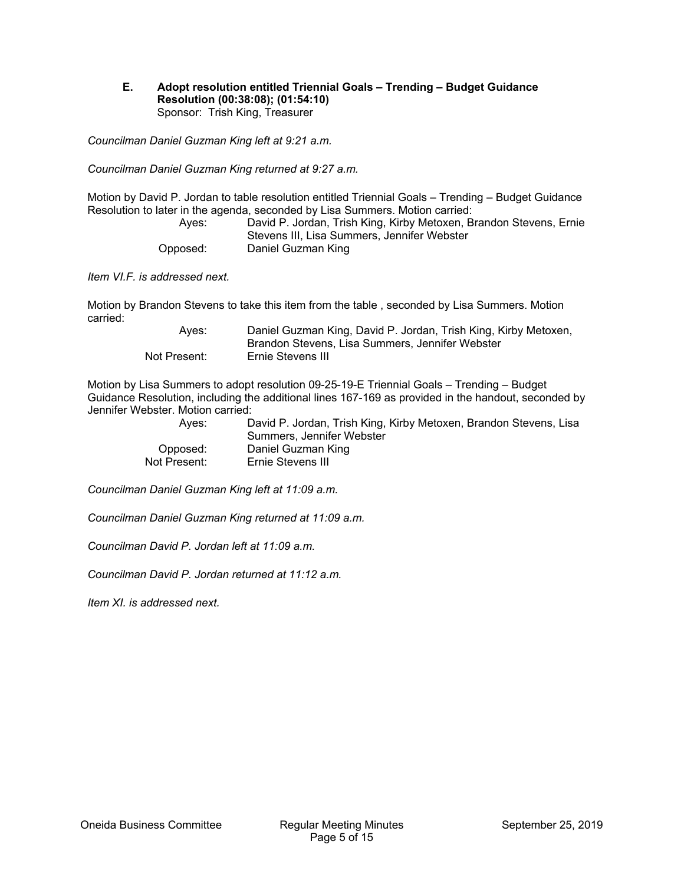### E. Adopt resolution entitled Triennial Goals – Trending – Budget Guidance Resolution (00:38:08); (01:54:10)

Sponsor: Trish King, Treasurer

*Councilman Daniel Guzman King left at 9:21 a.m.*

*Councilman Daniel Guzman King returned at 9:27 a.m.*

Motion by David P. Jordan to table resolution entitled Triennial Goals – Trending – Budget Guidance Resolution to later in the agenda, seconded by Lisa Summers. Motion carried:

| | |
|---|---|
| Ayes: | David P. Jordan, Trish King, Kirby Metoxen, Brandon Stevens, Ernie Stevens III, Lisa Summers, Jennifer Webster |
| Opposed: | Daniel Guzman King |

*Item VI.F. is addressed next.*

Motion by Brandon Stevens to take this item from the table , seconded by Lisa Summers. Motion carried:

| | |
|---|---|
| Ayes: | Daniel Guzman King, David P. Jordan, Trish King, Kirby Metoxen, Brandon Stevens, Lisa Summers, Jennifer Webster |
| Not Present: | Ernie Stevens III |

Motion by Lisa Summers to adopt resolution 09-25-19-E Triennial Goals – Trending – Budget Guidance Resolution, including the additional lines 167-169 as provided in the handout, seconded by Jennifer Webster. Motion carried:

| | |
|---|---|
| Ayes: | David P. Jordan, Trish King, Kirby Metoxen, Brandon Stevens, Lisa Summers, Jennifer Webster |
| Opposed: | Daniel Guzman King |
| Not Present: | Ernie Stevens III |

*Councilman Daniel Guzman King left at 11:09 a.m.*

*Councilman Daniel Guzman King returned at 11:09 a.m.*

*Councilman David P. Jordan left at 11:09 a.m.*

*Councilman David P. Jordan returned at 11:12 a.m.*

*Item XI. is addressed next.*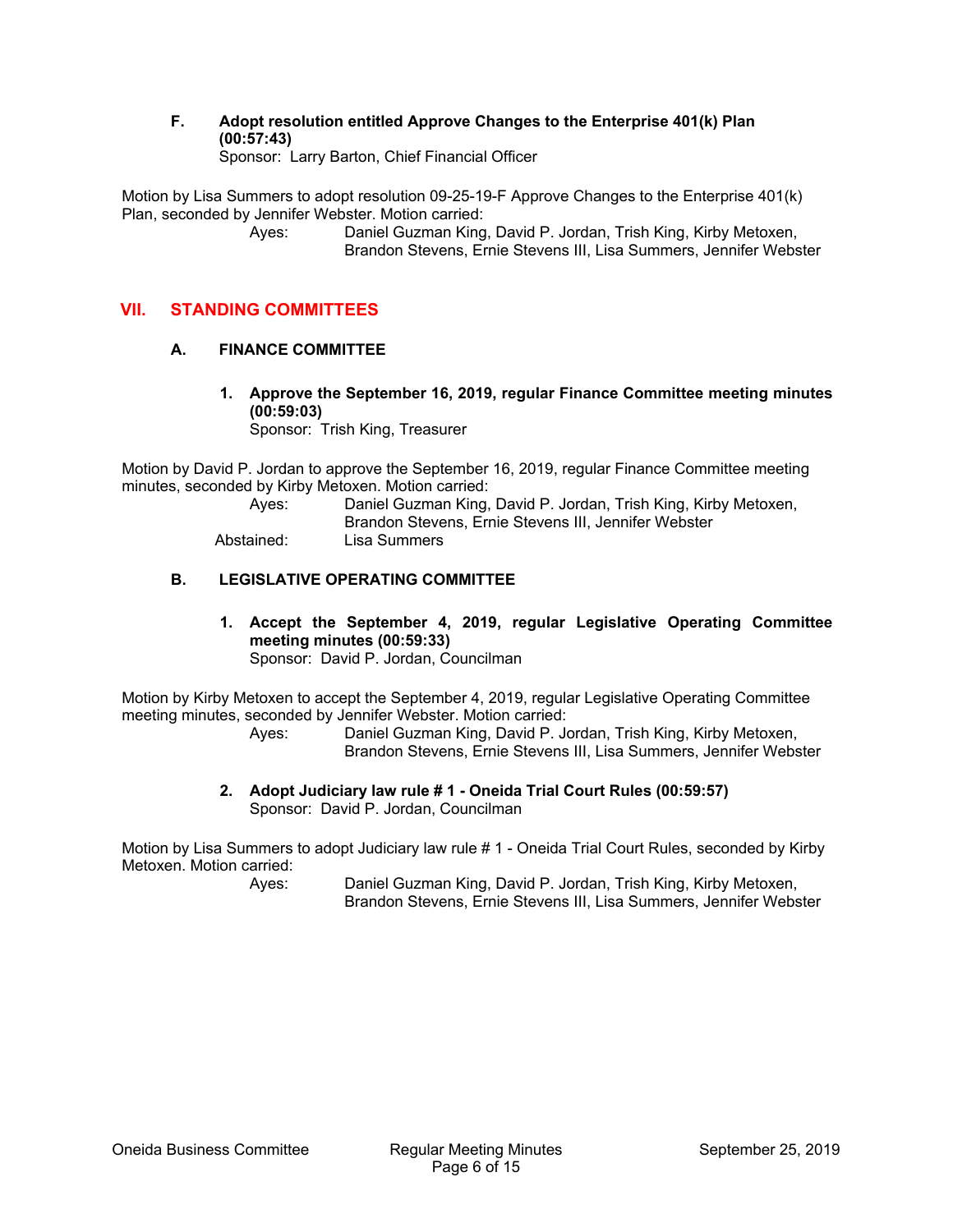**F. Adopt resolution entitled Approve Changes to the Enterprise 401(k) Plan (00:57:43)**
Sponsor: Larry Barton, Chief Financial Officer

Motion by Lisa Summers to adopt resolution 09-25-19-F Approve Changes to the Enterprise 401(k) Plan, seconded by Jennifer Webster. Motion carried:

Ayes: Daniel Guzman King, David P. Jordan, Trish King, Kirby Metoxen, Brandon Stevens, Ernie Stevens III, Lisa Summers, Jennifer Webster

## VII. STANDING COMMITTEES

### A. FINANCE COMMITTEE

**1. Approve the September 16, 2019, regular Finance Committee meeting minutes (00:59:03)**
Sponsor: Trish King, Treasurer

Motion by David P. Jordan to approve the September 16, 2019, regular Finance Committee meeting minutes, seconded by Kirby Metoxen. Motion carried:

Ayes: Daniel Guzman King, David P. Jordan, Trish King, Kirby Metoxen, Brandon Stevens, Ernie Stevens III, Jennifer Webster
Abstained: Lisa Summers

### B. LEGISLATIVE OPERATING COMMITTEE

**1. Accept the September 4, 2019, regular Legislative Operating Committee meeting minutes (00:59:33)**
Sponsor: David P. Jordan, Councilman

Motion by Kirby Metoxen to accept the September 4, 2019, regular Legislative Operating Committee meeting minutes, seconded by Jennifer Webster. Motion carried:

Ayes: Daniel Guzman King, David P. Jordan, Trish King, Kirby Metoxen, Brandon Stevens, Ernie Stevens III, Lisa Summers, Jennifer Webster

**2. Adopt Judiciary law rule # 1 - Oneida Trial Court Rules (00:59:57)**
Sponsor: David P. Jordan, Councilman

Motion by Lisa Summers to adopt Judiciary law rule # 1 - Oneida Trial Court Rules, seconded by Kirby Metoxen. Motion carried:

Ayes: Daniel Guzman King, David P. Jordan, Trish King, Kirby Metoxen, Brandon Stevens, Ernie Stevens III, Lisa Summers, Jennifer Webster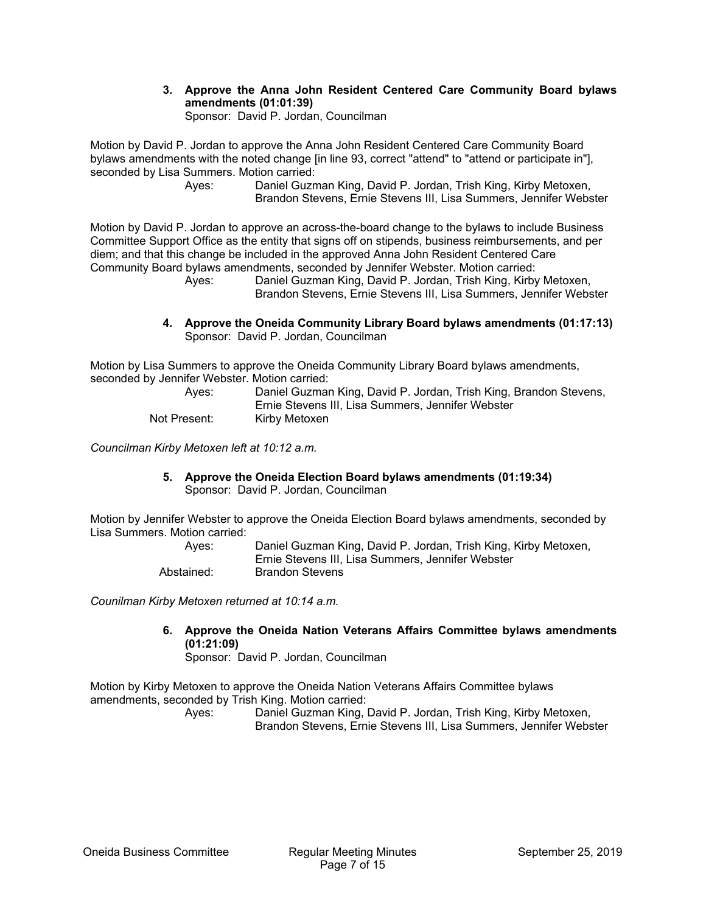**3. Approve the Anna John Resident Centered Care Community Board bylaws amendments (01:01:39)**
Sponsor: David P. Jordan, Councilman

Motion by David P. Jordan to approve the Anna John Resident Centered Care Community Board bylaws amendments with the noted change [in line 93, correct "attend" to "attend or participate in"], seconded by Lisa Summers. Motion carried:

Ayes: Daniel Guzman King, David P. Jordan, Trish King, Kirby Metoxen, Brandon Stevens, Ernie Stevens III, Lisa Summers, Jennifer Webster

Motion by David P. Jordan to approve an across-the-board change to the bylaws to include Business Committee Support Office as the entity that signs off on stipends, business reimbursements, and per diem; and that this change be included in the approved Anna John Resident Centered Care Community Board bylaws amendments, seconded by Jennifer Webster. Motion carried:

Ayes: Daniel Guzman King, David P. Jordan, Trish King, Kirby Metoxen, Brandon Stevens, Ernie Stevens III, Lisa Summers, Jennifer Webster

**4. Approve the Oneida Community Library Board bylaws amendments (01:17:13)**
Sponsor: David P. Jordan, Councilman

Motion by Lisa Summers to approve the Oneida Community Library Board bylaws amendments, seconded by Jennifer Webster. Motion carried:

Ayes: Daniel Guzman King, David P. Jordan, Trish King, Brandon Stevens, Ernie Stevens III, Lisa Summers, Jennifer Webster
Not Present: Kirby Metoxen

*Councilman Kirby Metoxen left at 10:12 a.m.*

**5. Approve the Oneida Election Board bylaws amendments (01:19:34)**
Sponsor: David P. Jordan, Councilman

Motion by Jennifer Webster to approve the Oneida Election Board bylaws amendments, seconded by Lisa Summers. Motion carried:

Ayes: Daniel Guzman King, David P. Jordan, Trish King, Kirby Metoxen, Ernie Stevens III, Lisa Summers, Jennifer Webster
Abstained: Brandon Stevens

*Counilman Kirby Metoxen returned at 10:14 a.m.*

**6. Approve the Oneida Nation Veterans Affairs Committee bylaws amendments (01:21:09)**
Sponsor: David P. Jordan, Councilman

Motion by Kirby Metoxen to approve the Oneida Nation Veterans Affairs Committee bylaws amendments, seconded by Trish King. Motion carried:

Ayes: Daniel Guzman King, David P. Jordan, Trish King, Kirby Metoxen, Brandon Stevens, Ernie Stevens III, Lisa Summers, Jennifer Webster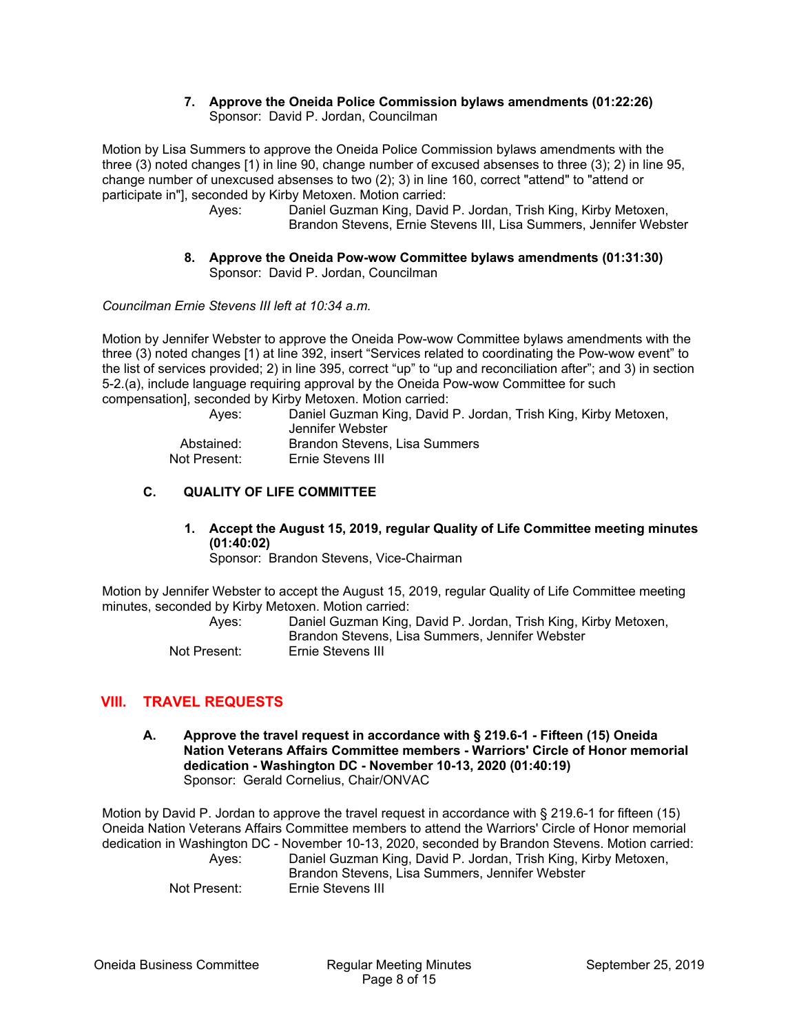**7. Approve the Oneida Police Commission bylaws amendments (01:22:26)**
Sponsor: David P. Jordan, Councilman

Motion by Lisa Summers to approve the Oneida Police Commission bylaws amendments with the three (3) noted changes [1) in line 90, change number of excused absenses to three (3); 2) in line 95, change number of unexcused absenses to two (2); 3) in line 160, correct "attend" to "attend or participate in"], seconded by Kirby Metoxen. Motion carried:

Ayes: Daniel Guzman King, David P. Jordan, Trish King, Kirby Metoxen, Brandon Stevens, Ernie Stevens III, Lisa Summers, Jennifer Webster

**8. Approve the Oneida Pow-wow Committee bylaws amendments (01:31:30)**
Sponsor: David P. Jordan, Councilman

*Councilman Ernie Stevens III left at 10:34 a.m.*

Motion by Jennifer Webster to approve the Oneida Pow-wow Committee bylaws amendments with the three (3) noted changes [1) at line 392, insert "Services related to coordinating the Pow-wow event" to the list of services provided; 2) in line 395, correct "up" to "up and reconciliation after"; and 3) in section 5-2.(a), include language requiring approval by the Oneida Pow-wow Committee for such compensation], seconded by Kirby Metoxen. Motion carried:

Ayes: Daniel Guzman King, David P. Jordan, Trish King, Kirby Metoxen, Jennifer Webster
Abstained: Brandon Stevens, Lisa Summers
Not Present: Ernie Stevens III

### C. QUALITY OF LIFE COMMITTEE

**1. Accept the August 15, 2019, regular Quality of Life Committee meeting minutes (01:40:02)**
Sponsor: Brandon Stevens, Vice-Chairman

Motion by Jennifer Webster to accept the August 15, 2019, regular Quality of Life Committee meeting minutes, seconded by Kirby Metoxen. Motion carried:

Ayes: Daniel Guzman King, David P. Jordan, Trish King, Kirby Metoxen, Brandon Stevens, Lisa Summers, Jennifer Webster
Not Present: Ernie Stevens III

## VIII. TRAVEL REQUESTS

**A. Approve the travel request in accordance with § 219.6-1 - Fifteen (15) Oneida Nation Veterans Affairs Committee members - Warriors' Circle of Honor memorial dedication - Washington DC - November 10-13, 2020 (01:40:19)**
Sponsor: Gerald Cornelius, Chair/ONVAC

Motion by David P. Jordan to approve the travel request in accordance with § 219.6-1 for fifteen (15) Oneida Nation Veterans Affairs Committee members to attend the Warriors' Circle of Honor memorial dedication in Washington DC - November 10-13, 2020, seconded by Brandon Stevens. Motion carried:

Ayes: Daniel Guzman King, David P. Jordan, Trish King, Kirby Metoxen, Brandon Stevens, Lisa Summers, Jennifer Webster
Not Present: Ernie Stevens III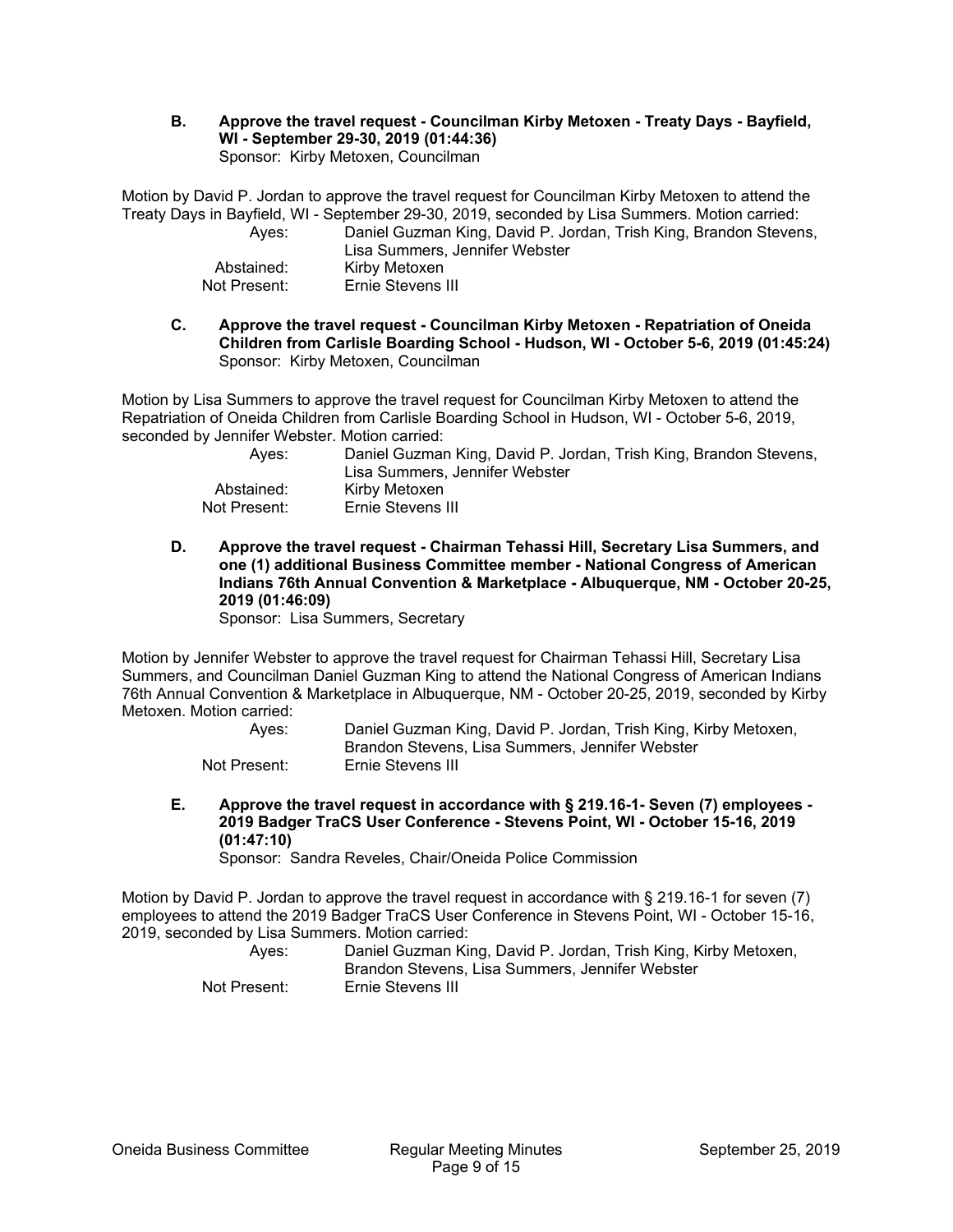**B. Approve the travel request - Councilman Kirby Metoxen - Treaty Days - Bayfield, WI - September 29-30, 2019 (01:44:36)**
Sponsor: Kirby Metoxen, Councilman

Motion by David P. Jordan to approve the travel request for Councilman Kirby Metoxen to attend the Treaty Days in Bayfield, WI - September 29-30, 2019, seconded by Lisa Summers. Motion carried:

| | |
|---|---|
| Ayes: | Daniel Guzman King, David P. Jordan, Trish King, Brandon Stevens, Lisa Summers, Jennifer Webster |
| Abstained: | Kirby Metoxen |
| Not Present: | Ernie Stevens III |

**C. Approve the travel request - Councilman Kirby Metoxen - Repatriation of Oneida Children from Carlisle Boarding School - Hudson, WI - October 5-6, 2019 (01:45:24)**
Sponsor: Kirby Metoxen, Councilman

Motion by Lisa Summers to approve the travel request for Councilman Kirby Metoxen to attend the Repatriation of Oneida Children from Carlisle Boarding School in Hudson, WI - October 5-6, 2019, seconded by Jennifer Webster. Motion carried:

| | |
|---|---|
| Ayes: | Daniel Guzman King, David P. Jordan, Trish King, Brandon Stevens, Lisa Summers, Jennifer Webster |
| Abstained: | Kirby Metoxen |
| Not Present: | Ernie Stevens III |

**D. Approve the travel request - Chairman Tehassi Hill, Secretary Lisa Summers, and one (1) additional Business Committee member - National Congress of American Indians 76th Annual Convention & Marketplace - Albuquerque, NM - October 20-25, 2019 (01:46:09)**
Sponsor: Lisa Summers, Secretary

Motion by Jennifer Webster to approve the travel request for Chairman Tehassi Hill, Secretary Lisa Summers, and Councilman Daniel Guzman King to attend the National Congress of American Indians 76th Annual Convention & Marketplace in Albuquerque, NM - October 20-25, 2019, seconded by Kirby Metoxen. Motion carried:

| | |
|---|---|
| Ayes: | Daniel Guzman King, David P. Jordan, Trish King, Kirby Metoxen, Brandon Stevens, Lisa Summers, Jennifer Webster |
| Not Present: | Ernie Stevens III |

**E. Approve the travel request in accordance with § 219.16-1- Seven (7) employees - 2019 Badger TraCS User Conference - Stevens Point, WI - October 15-16, 2019 (01:47:10)**
Sponsor: Sandra Reveles, Chair/Oneida Police Commission

Motion by David P. Jordan to approve the travel request in accordance with § 219.16-1 for seven (7) employees to attend the 2019 Badger TraCS User Conference in Stevens Point, WI - October 15-16, 2019, seconded by Lisa Summers. Motion carried:

| | |
|---|---|
| Ayes: | Daniel Guzman King, David P. Jordan, Trish King, Kirby Metoxen, Brandon Stevens, Lisa Summers, Jennifer Webster |
| Not Present: | Ernie Stevens III |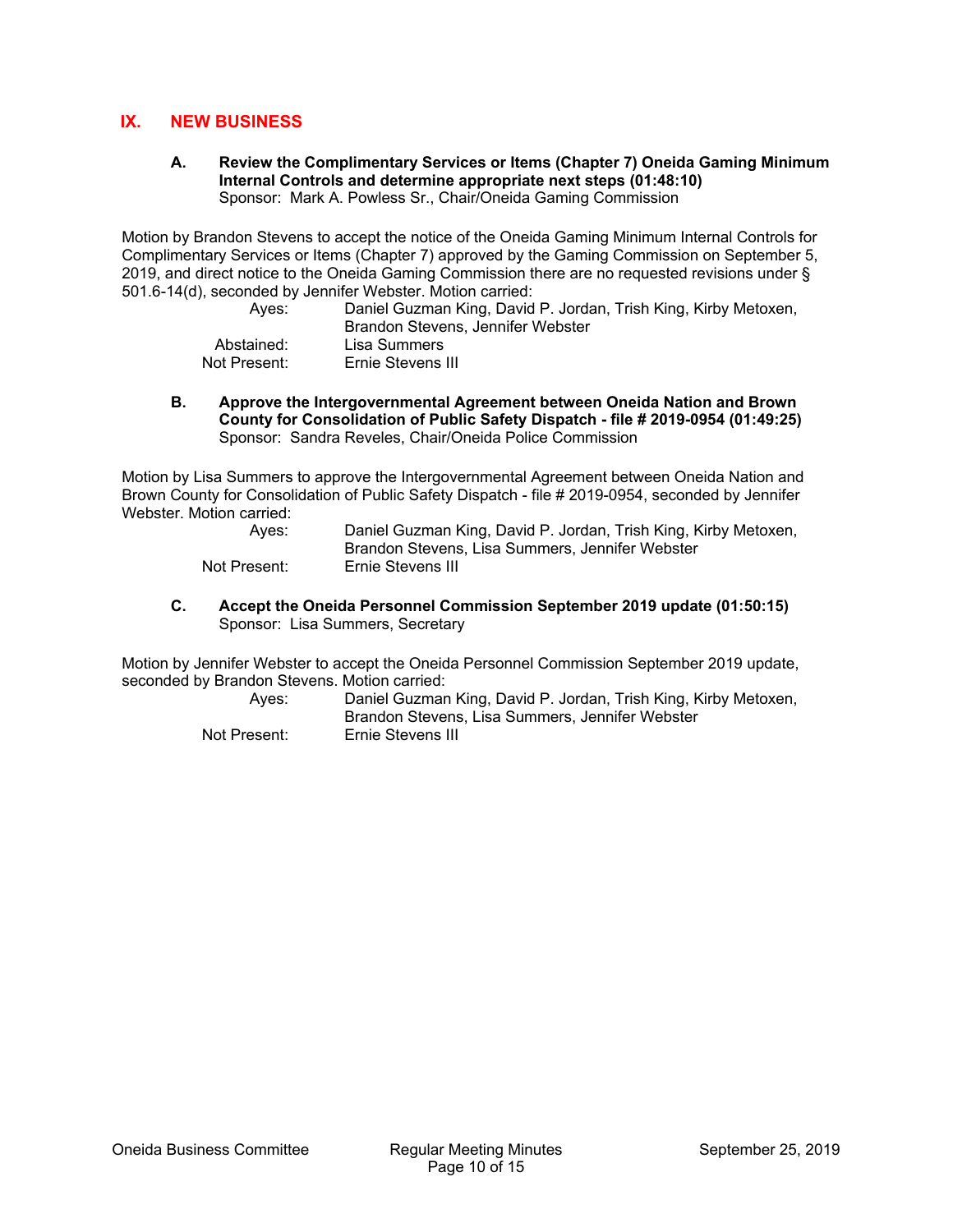## IX. NEW BUSINESS

**A. Review the Complimentary Services or Items (Chapter 7) Oneida Gaming Minimum Internal Controls and determine appropriate next steps (01:48:10)**
Sponsor: Mark A. Powless Sr., Chair/Oneida Gaming Commission

Motion by Brandon Stevens to accept the notice of the Oneida Gaming Minimum Internal Controls for Complimentary Services or Items (Chapter 7) approved by the Gaming Commission on September 5, 2019, and direct notice to the Oneida Gaming Commission there are no requested revisions under § 501.6-14(d), seconded by Jennifer Webster. Motion carried:

Ayes: Daniel Guzman King, David P. Jordan, Trish King, Kirby Metoxen, Brandon Stevens, Jennifer Webster
Abstained: Lisa Summers
Not Present: Ernie Stevens III

**B. Approve the Intergovernmental Agreement between Oneida Nation and Brown County for Consolidation of Public Safety Dispatch - file # 2019-0954 (01:49:25)**
Sponsor: Sandra Reveles, Chair/Oneida Police Commission

Motion by Lisa Summers to approve the Intergovernmental Agreement between Oneida Nation and Brown County for Consolidation of Public Safety Dispatch - file # 2019-0954, seconded by Jennifer Webster. Motion carried:

Ayes: Daniel Guzman King, David P. Jordan, Trish King, Kirby Metoxen, Brandon Stevens, Lisa Summers, Jennifer Webster
Not Present: Ernie Stevens III

**C. Accept the Oneida Personnel Commission September 2019 update (01:50:15)**
Sponsor: Lisa Summers, Secretary

Motion by Jennifer Webster to accept the Oneida Personnel Commission September 2019 update, seconded by Brandon Stevens. Motion carried:

Ayes: Daniel Guzman King, David P. Jordan, Trish King, Kirby Metoxen, Brandon Stevens, Lisa Summers, Jennifer Webster
Not Present: Ernie Stevens III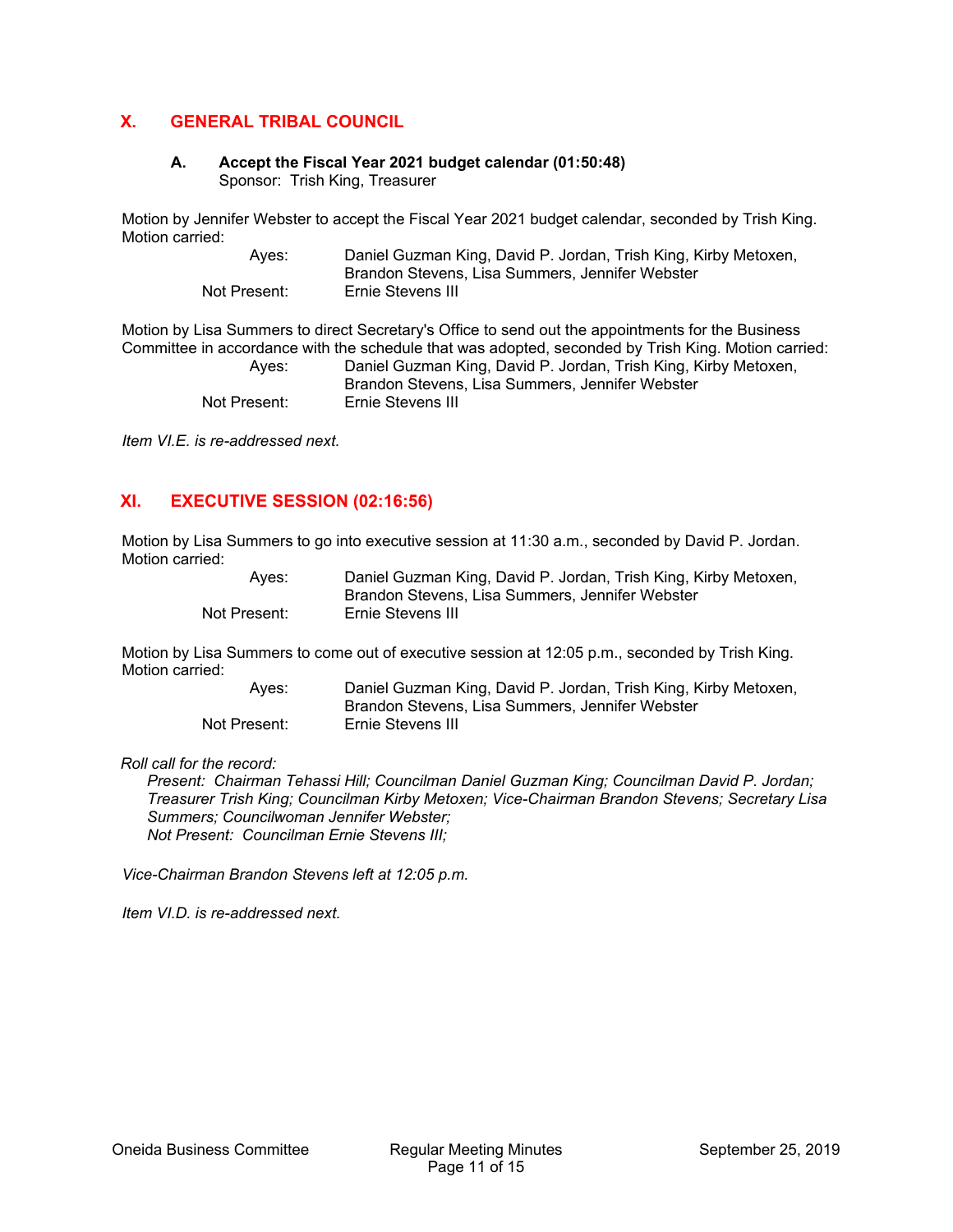## X. GENERAL TRIBAL COUNCIL

### A. Accept the Fiscal Year 2021 budget calendar (01:50:48)
Sponsor: Trish King, Treasurer

Motion by Jennifer Webster to accept the Fiscal Year 2021 budget calendar, seconded by Trish King. Motion carried:

| | |
|---|---|
| Ayes: | Daniel Guzman King, David P. Jordan, Trish King, Kirby Metoxen, Brandon Stevens, Lisa Summers, Jennifer Webster |
| Not Present: | Ernie Stevens III |

Motion by Lisa Summers to direct Secretary's Office to send out the appointments for the Business Committee in accordance with the schedule that was adopted, seconded by Trish King. Motion carried:

| | |
|---|---|
| Ayes: | Daniel Guzman King, David P. Jordan, Trish King, Kirby Metoxen, Brandon Stevens, Lisa Summers, Jennifer Webster |
| Not Present: | Ernie Stevens III |

*Item VI.E. is re-addressed next.*

## XI. EXECUTIVE SESSION (02:16:56)

Motion by Lisa Summers to go into executive session at 11:30 a.m., seconded by David P. Jordan. Motion carried:

| | |
|---|---|
| Ayes: | Daniel Guzman King, David P. Jordan, Trish King, Kirby Metoxen, Brandon Stevens, Lisa Summers, Jennifer Webster |
| Not Present: | Ernie Stevens III |

Motion by Lisa Summers to come out of executive session at 12:05 p.m., seconded by Trish King. Motion carried:

| | |
|---|---|
| Ayes: | Daniel Guzman King, David P. Jordan, Trish King, Kirby Metoxen, Brandon Stevens, Lisa Summers, Jennifer Webster |
| Not Present: | Ernie Stevens III |

*Roll call for the record:*

*Present: Chairman Tehassi Hill; Councilman Daniel Guzman King; Councilman David P. Jordan; Treasurer Trish King; Councilman Kirby Metoxen; Vice-Chairman Brandon Stevens; Secretary Lisa Summers; Councilwoman Jennifer Webster;*

*Not Present: Councilman Ernie Stevens III;*

*Vice-Chairman Brandon Stevens left at 12:05 p.m.*

*Item VI.D. is re-addressed next.*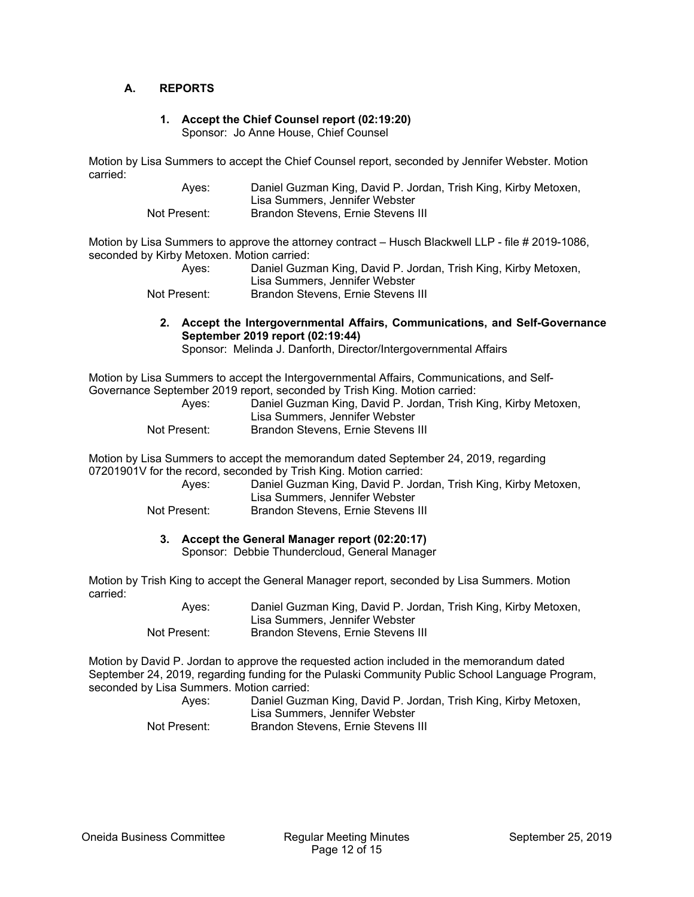## A. REPORTS

### 1. Accept the Chief Counsel report (02:19:20)

Sponsor: Jo Anne House, Chief Counsel

Motion by Lisa Summers to accept the Chief Counsel report, seconded by Jennifer Webster. Motion carried:

| | |
|---|---|
| Ayes: | Daniel Guzman King, David P. Jordan, Trish King, Kirby Metoxen, Lisa Summers, Jennifer Webster |
| Not Present: | Brandon Stevens, Ernie Stevens III |

Motion by Lisa Summers to approve the attorney contract – Husch Blackwell LLP - file # 2019-1086, seconded by Kirby Metoxen. Motion carried:

| | |
|---|---|
| Ayes: | Daniel Guzman King, David P. Jordan, Trish King, Kirby Metoxen, Lisa Summers, Jennifer Webster |
| Not Present: | Brandon Stevens, Ernie Stevens III |

### 2. Accept the Intergovernmental Affairs, Communications, and Self-Governance September 2019 report (02:19:44)

Sponsor: Melinda J. Danforth, Director/Intergovernmental Affairs

Motion by Lisa Summers to accept the Intergovernmental Affairs, Communications, and Self-Governance September 2019 report, seconded by Trish King. Motion carried:

| | |
|---|---|
| Ayes: | Daniel Guzman King, David P. Jordan, Trish King, Kirby Metoxen, Lisa Summers, Jennifer Webster |
| Not Present: | Brandon Stevens, Ernie Stevens III |

Motion by Lisa Summers to accept the memorandum dated September 24, 2019, regarding 07201901V for the record, seconded by Trish King. Motion carried:

| | |
|---|---|
| Ayes: | Daniel Guzman King, David P. Jordan, Trish King, Kirby Metoxen, Lisa Summers, Jennifer Webster |
| Not Present: | Brandon Stevens, Ernie Stevens III |

### 3. Accept the General Manager report (02:20:17)

Sponsor: Debbie Thundercloud, General Manager

Motion by Trish King to accept the General Manager report, seconded by Lisa Summers. Motion carried:

| | |
|---|---|
| Ayes: | Daniel Guzman King, David P. Jordan, Trish King, Kirby Metoxen, Lisa Summers, Jennifer Webster |
| Not Present: | Brandon Stevens, Ernie Stevens III |

Motion by David P. Jordan to approve the requested action included in the memorandum dated September 24, 2019, regarding funding for the Pulaski Community Public School Language Program, seconded by Lisa Summers. Motion carried:

| | |
|---|---|
| Ayes: | Daniel Guzman King, David P. Jordan, Trish King, Kirby Metoxen, Lisa Summers, Jennifer Webster |
| Not Present: | Brandon Stevens, Ernie Stevens III |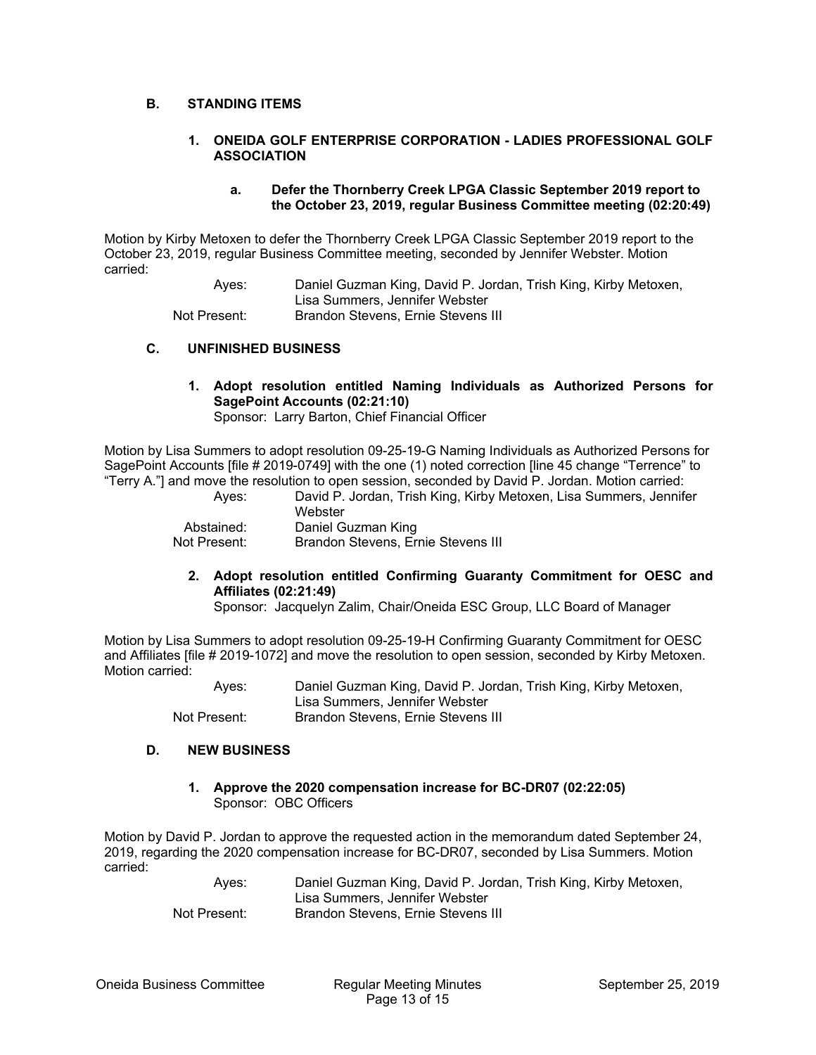## B. STANDING ITEMS

### 1. ONEIDA GOLF ENTERPRISE CORPORATION - LADIES PROFESSIONAL GOLF ASSOCIATION

#### a. Defer the Thornberry Creek LPGA Classic September 2019 report to the October 23, 2019, regular Business Committee meeting (02:20:49)

Motion by Kirby Metoxen to defer the Thornberry Creek LPGA Classic September 2019 report to the October 23, 2019, regular Business Committee meeting, seconded by Jennifer Webster. Motion carried:

| | |
|---|---|
| Ayes: | Daniel Guzman King, David P. Jordan, Trish King, Kirby Metoxen, Lisa Summers, Jennifer Webster |
| Not Present: | Brandon Stevens, Ernie Stevens III |

## C. UNFINISHED BUSINESS

### 1. Adopt resolution entitled Naming Individuals as Authorized Persons for SagePoint Accounts (02:21:10)

Sponsor: Larry Barton, Chief Financial Officer

Motion by Lisa Summers to adopt resolution 09-25-19-G Naming Individuals as Authorized Persons for SagePoint Accounts [file # 2019-0749] with the one (1) noted correction [line 45 change "Terrence" to "Terry A."] and move the resolution to open session, seconded by David P. Jordan. Motion carried:

| | |
|---|---|
| Ayes: | David P. Jordan, Trish King, Kirby Metoxen, Lisa Summers, Jennifer Webster |
| Abstained: | Daniel Guzman King |
| Not Present: | Brandon Stevens, Ernie Stevens III |

### 2. Adopt resolution entitled Confirming Guaranty Commitment for OESC and Affiliates (02:21:49)

Sponsor: Jacquelyn Zalim, Chair/Oneida ESC Group, LLC Board of Manager

Motion by Lisa Summers to adopt resolution 09-25-19-H Confirming Guaranty Commitment for OESC and Affiliates [file # 2019-1072] and move the resolution to open session, seconded by Kirby Metoxen. Motion carried:

| | |
|---|---|
| Ayes: | Daniel Guzman King, David P. Jordan, Trish King, Kirby Metoxen, Lisa Summers, Jennifer Webster |
| Not Present: | Brandon Stevens, Ernie Stevens III |

## D. NEW BUSINESS

### 1. Approve the 2020 compensation increase for BC-DR07 (02:22:05)

Sponsor: OBC Officers

Motion by David P. Jordan to approve the requested action in the memorandum dated September 24, 2019, regarding the 2020 compensation increase for BC-DR07, seconded by Lisa Summers. Motion carried:

| | |
|---|---|
| Ayes: | Daniel Guzman King, David P. Jordan, Trish King, Kirby Metoxen, Lisa Summers, Jennifer Webster |
| Not Present: | Brandon Stevens, Ernie Stevens III |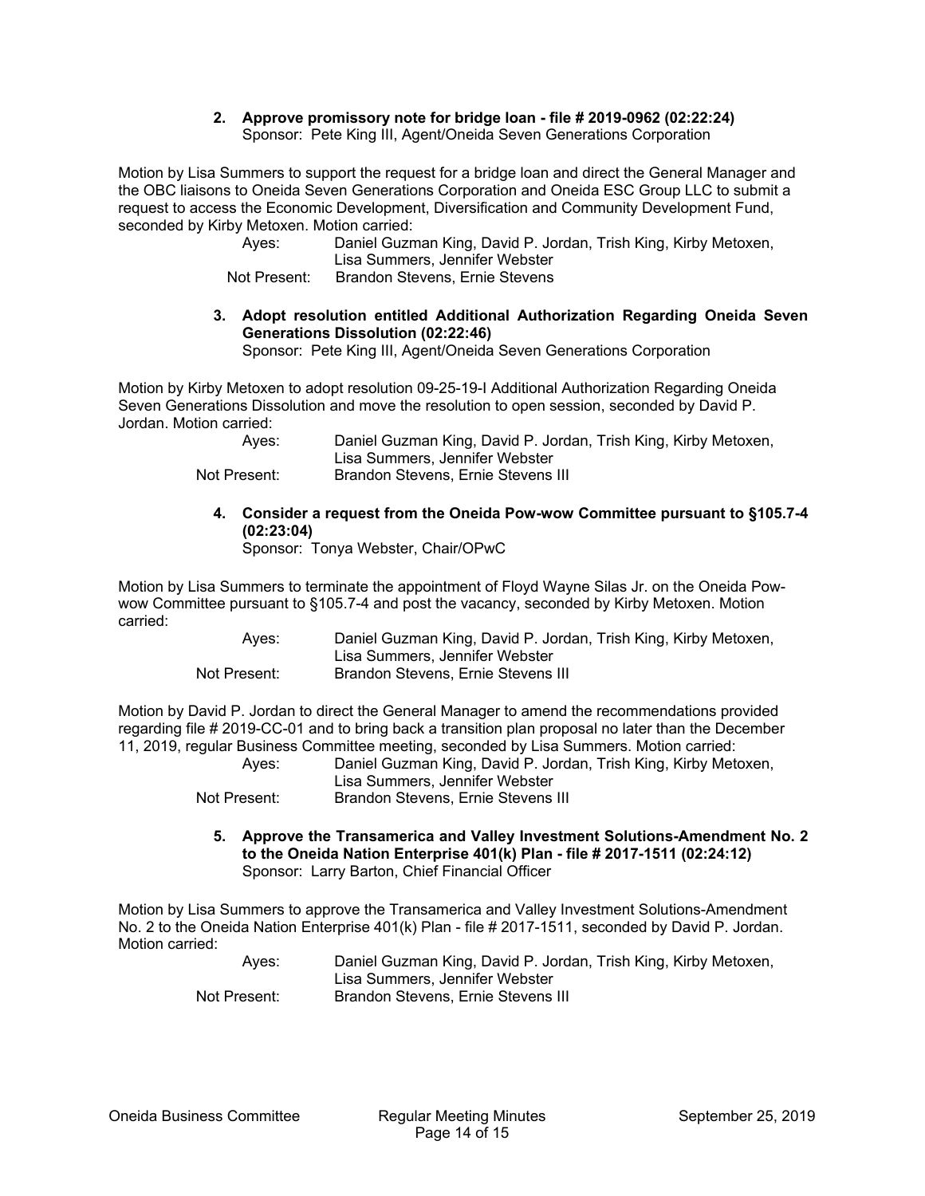**2. Approve promissory note for bridge loan - file # 2019-0962 (02:22:24)**
Sponsor: Pete King III, Agent/Oneida Seven Generations Corporation

Motion by Lisa Summers to support the request for a bridge loan and direct the General Manager and the OBC liaisons to Oneida Seven Generations Corporation and Oneida ESC Group LLC to submit a request to access the Economic Development, Diversification and Community Development Fund, seconded by Kirby Metoxen. Motion carried:

Ayes: Daniel Guzman King, David P. Jordan, Trish King, Kirby Metoxen, Lisa Summers, Jennifer Webster
Not Present: Brandon Stevens, Ernie Stevens

**3. Adopt resolution entitled Additional Authorization Regarding Oneida Seven Generations Dissolution (02:22:46)**
Sponsor: Pete King III, Agent/Oneida Seven Generations Corporation

Motion by Kirby Metoxen to adopt resolution 09-25-19-I Additional Authorization Regarding Oneida Seven Generations Dissolution and move the resolution to open session, seconded by David P. Jordan. Motion carried:

Ayes: Daniel Guzman King, David P. Jordan, Trish King, Kirby Metoxen, Lisa Summers, Jennifer Webster
Not Present: Brandon Stevens, Ernie Stevens III

**4. Consider a request from the Oneida Pow-wow Committee pursuant to §105.7-4 (02:23:04)**
Sponsor: Tonya Webster, Chair/OPwC

Motion by Lisa Summers to terminate the appointment of Floyd Wayne Silas Jr. on the Oneida Pow-wow Committee pursuant to §105.7-4 and post the vacancy, seconded by Kirby Metoxen. Motion carried:

Ayes: Daniel Guzman King, David P. Jordan, Trish King, Kirby Metoxen, Lisa Summers, Jennifer Webster
Not Present: Brandon Stevens, Ernie Stevens III

Motion by David P. Jordan to direct the General Manager to amend the recommendations provided regarding file # 2019-CC-01 and to bring back a transition plan proposal no later than the December 11, 2019, regular Business Committee meeting, seconded by Lisa Summers. Motion carried:

Ayes: Daniel Guzman King, David P. Jordan, Trish King, Kirby Metoxen, Lisa Summers, Jennifer Webster
Not Present: Brandon Stevens, Ernie Stevens III

**5. Approve the Transamerica and Valley Investment Solutions-Amendment No. 2 to the Oneida Nation Enterprise 401(k) Plan - file # 2017-1511 (02:24:12)**
Sponsor: Larry Barton, Chief Financial Officer

Motion by Lisa Summers to approve the Transamerica and Valley Investment Solutions-Amendment No. 2 to the Oneida Nation Enterprise 401(k) Plan - file # 2017-1511, seconded by David P. Jordan. Motion carried:

Ayes: Daniel Guzman King, David P. Jordan, Trish King, Kirby Metoxen, Lisa Summers, Jennifer Webster
Not Present: Brandon Stevens, Ernie Stevens III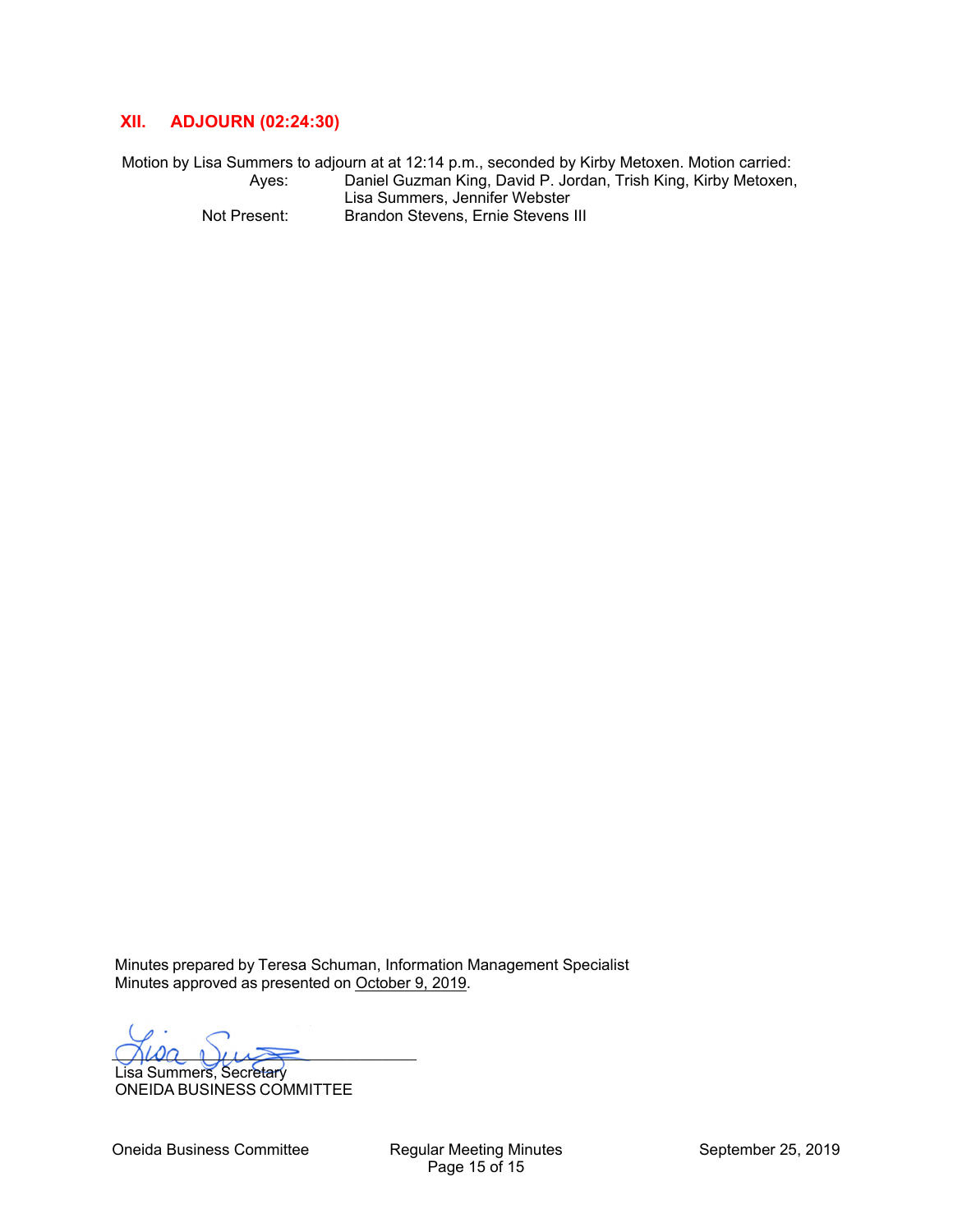## XII. ADJOURN (02:24:30)

Motion by Lisa Summers to adjourn at at 12:14 p.m., seconded by Kirby Metoxen. Motion carried:

| | |
|---|---|
| Ayes: | Daniel Guzman King, David P. Jordan, Trish King, Kirby Metoxen, Lisa Summers, Jennifer Webster |
| Not Present: | Brandon Stevens, Ernie Stevens III |

Minutes prepared by Teresa Schuman, Information Management Specialist
Minutes approved as presented on October 9, 2019.

Lisa Summers, Secretary
ONEIDA BUSINESS COMMITTEE